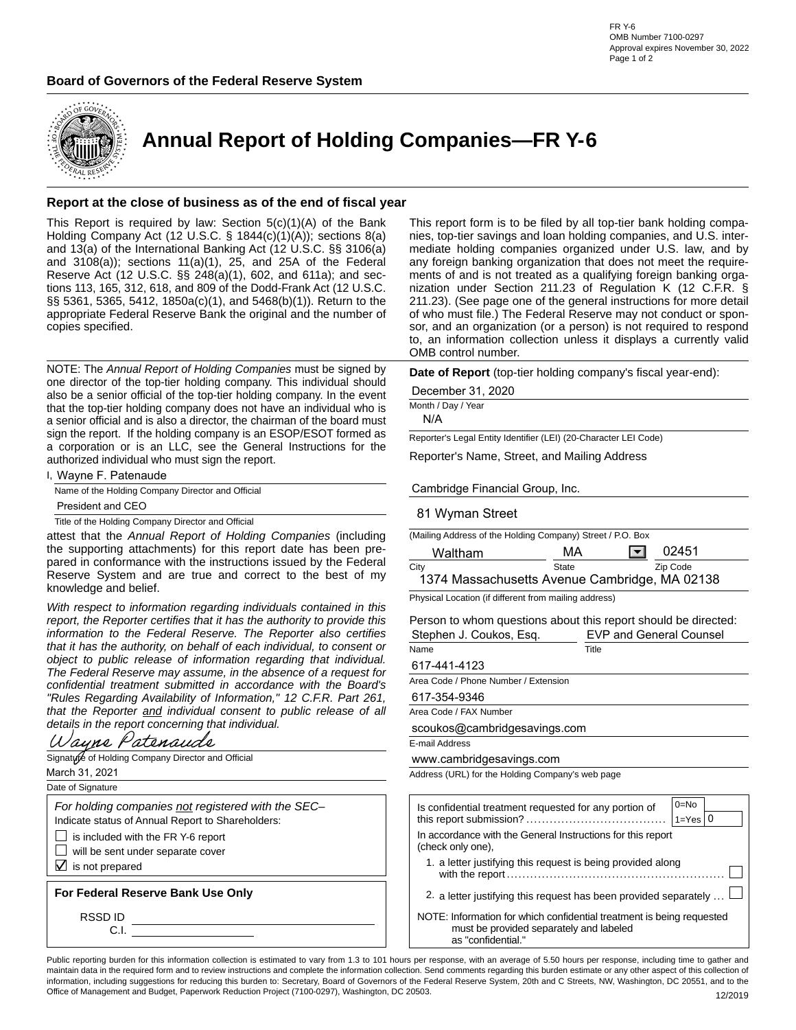FR Y-6
OMB Number 7100-0297
Approval expires November 30, 2022
Page 1 of 2

**Board of Governors of the Federal Reserve System**

# Annual Report of Holding Companies—FR Y-6

**Report at the close of business as of the end of fiscal year**

This Report is required by law: Section 5(c)(1)(A) of the Bank Holding Company Act (12 U.S.C. § 1844(c)(1)(A)); sections 8(a) and 13(a) of the International Banking Act (12 U.S.C. §§ 3106(a) and 3108(a)); sections 11(a)(1), 25, and 25A of the Federal Reserve Act (12 U.S.C. §§ 248(a)(1), 602, and 611a); and sections 113, 165, 312, 618, and 809 of the Dodd-Frank Act (12 U.S.C. §§ 5361, 5365, 5412, 1850a(c)(1), and 5468(b)(1)). Return to the appropriate Federal Reserve Bank the original and the number of copies specified.

This report form is to be filed by all top-tier bank holding companies, top-tier savings and loan holding companies, and U.S. intermediate holding companies organized under U.S. law, and by any foreign banking organization that does not meet the requirements of and is not treated as a qualifying foreign banking organization under Section 211.23 of Regulation K (12 C.F.R. § 211.23). (See page one of the general instructions for more detail of who must file.) The Federal Reserve may not conduct or sponsor, and an organization (or a person) is not required to respond to, an information collection unless it displays a currently valid OMB control number.

NOTE: The *Annual Report of Holding Companies* must be signed by one director of the top-tier holding company. This individual should also be a senior official of the top-tier holding company. In the event that the top-tier holding company does not have an individual who is a senior official and is also a director, the chairman of the board must sign the report. If the holding company is an ESOP/ESOT formed as a corporation or is an LLC, see the General Instructions for the authorized individual who must sign the report.

I, Wayne F. Patenaude
Name of the Holding Company Director and Official

President and CEO
Title of the Holding Company Director and Official

attest that the *Annual Report of Holding Companies* (including the supporting attachments) for this report date has been prepared in conformance with the instructions issued by the Federal Reserve System and are true and correct to the best of my knowledge and belief.

*With respect to information regarding individuals contained in this report, the Reporter certifies that it has the authority to provide this information to the Federal Reserve. The Reporter also certifies that it has the authority, on behalf of each individual, to consent or object to public release of information regarding that individual. The Federal Reserve may assume, in the absence of a request for confidential treatment submitted in accordance with the Board's "Rules Regarding Availability of Information," 12 C.F.R. Part 261, that the Reporter and individual consent to public release of all details in the report concerning that individual.*

Wayne Patenaude
Signature of Holding Company Director and Official

March 31, 2021
Date of Signature

*For holding companies not registered with the SEC–*
Indicate status of Annual Report to Shareholders:

- ☐ is included with the FR Y-6 report
- ☐ will be sent under separate cover
- ☑ is not prepared

**For Federal Reserve Bank Use Only**

RSSD ID
C.I.

**Date of Report** (top-tier holding company's fiscal year-end):
December 31, 2020
Month / Day / Year

N/A
Reporter's Legal Entity Identifier (LEI) (20-Character LEI Code)

Reporter's Name, Street, and Mailing Address

Cambridge Financial Group, Inc.

81 Wyman Street
(Mailing Address of the Holding Company) Street / P.O. Box

Waltham | MA | 02451
City | State | Zip Code

1374 Massachusetts Avenue Cambridge, MA 02138
Physical Location (if different from mailing address)

Person to whom questions about this report should be directed:
Stephen J. Coukos, Esq. — EVP and General Counsel
Name / Title

617-441-4123
Area Code / Phone Number / Extension

617-354-9346
Area Code / FAX Number

scoukos@cambridgesavings.com
E-mail Address

www.cambridgesavings.com
Address (URL) for the Holding Company's web page

Is confidential treatment requested for any portion of this report submission? (0=No, 1=Yes) 0

In accordance with the General Instructions for this report (check only one),

1. a letter justifying this request is being provided along with the report ☐
2. a letter justifying this request has been provided separately ☐

NOTE: Information for which confidential treatment is being requested must be provided separately and labeled as "confidential."

Public reporting burden for this information collection is estimated to vary from 1.3 to 101 hours per response, with an average of 5.50 hours per response, including time to gather and maintain data in the required form and to review instructions and complete the information collection. Send comments regarding this burden estimate or any other aspect of this collection of information, including suggestions for reducing this burden to: Secretary, Board of Governors of the Federal Reserve System, 20th and C Streets, NW, Washington, DC 20551, and to the Office of Management and Budget, Paperwork Reduction Project (7100-0297), Washington, DC 20503.

12/2019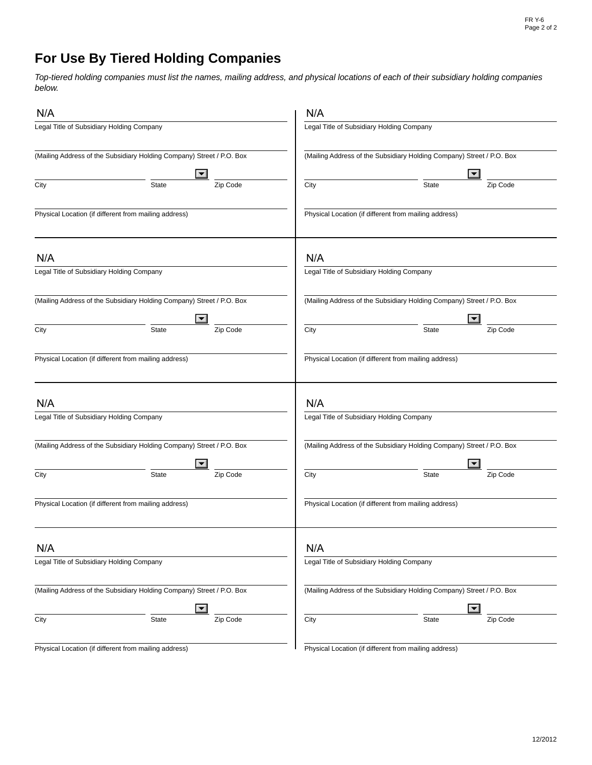# For Use By Tiered Holding Companies

*Top-tiered holding companies must list the names, mailing address, and physical locations of each of their subsidiary holding companies below.*

N/A
Legal Title of Subsidiary Holding Company

(Mailing Address of the Subsidiary Holding Company) Street / P.O. Box

City | State | Zip Code

Physical Location (if different from mailing address)

N/A
Legal Title of Subsidiary Holding Company

(Mailing Address of the Subsidiary Holding Company) Street / P.O. Box

City | State | Zip Code

Physical Location (if different from mailing address)

N/A
Legal Title of Subsidiary Holding Company

(Mailing Address of the Subsidiary Holding Company) Street / P.O. Box

City | State | Zip Code

Physical Location (if different from mailing address)

N/A
Legal Title of Subsidiary Holding Company

(Mailing Address of the Subsidiary Holding Company) Street / P.O. Box

City | State | Zip Code

Physical Location (if different from mailing address)

N/A
Legal Title of Subsidiary Holding Company

(Mailing Address of the Subsidiary Holding Company) Street / P.O. Box

City | State | Zip Code

Physical Location (if different from mailing address)

N/A
Legal Title of Subsidiary Holding Company

(Mailing Address of the Subsidiary Holding Company) Street / P.O. Box

City | State | Zip Code

Physical Location (if different from mailing address)

N/A
Legal Title of Subsidiary Holding Company

(Mailing Address of the Subsidiary Holding Company) Street / P.O. Box

City | State | Zip Code

Physical Location (if different from mailing address)

N/A
Legal Title of Subsidiary Holding Company

(Mailing Address of the Subsidiary Holding Company) Street / P.O. Box

City | State | Zip Code

Physical Location (if different from mailing address)

12/2012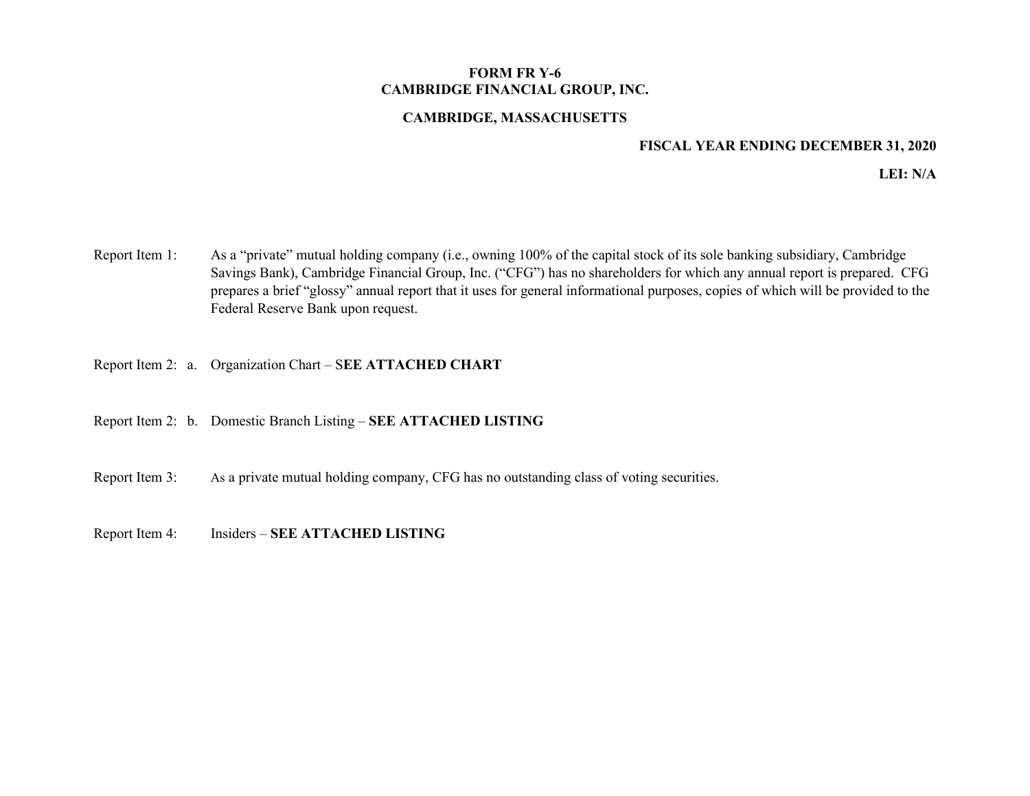**FORM FR Y-6**
**CAMBRIDGE FINANCIAL GROUP, INC.**

**CAMBRIDGE, MASSACHUSETTS**

**FISCAL YEAR ENDING DECEMBER 31, 2020**

**LEI: N/A**

Report Item 1: As a "private" mutual holding company (i.e., owning 100% of the capital stock of its sole banking subsidiary, Cambridge Savings Bank), Cambridge Financial Group, Inc. ("CFG") has no shareholders for which any annual report is prepared. CFG prepares a brief "glossy" annual report that it uses for general informational purposes, copies of which will be provided to the Federal Reserve Bank upon request.

Report Item 2: a. Organization Chart – S**EE ATTACHED CHART**

Report Item 2: b. Domestic Branch Listing – **SEE ATTACHED LISTING**

Report Item 3: As a private mutual holding company, CFG has no outstanding class of voting securities.

Report Item 4: Insiders – **SEE ATTACHED LISTING**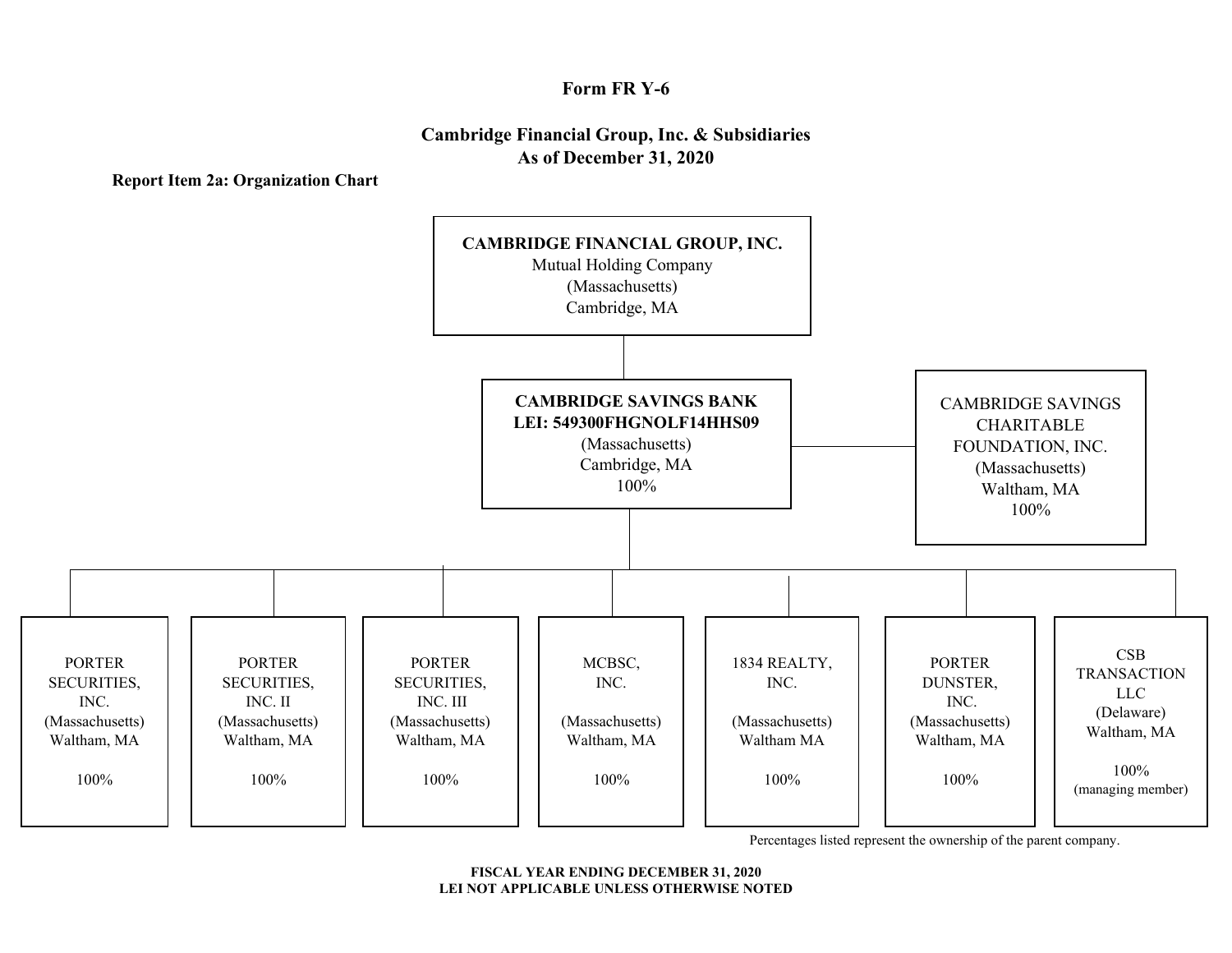# Form FR Y-6

## Cambridge Financial Group, Inc. & Subsidiaries
## As of December 31, 2020

**Report Item 2a: Organization Chart**

**CAMBRIDGE FINANCIAL GROUP, INC.**
Mutual Holding Company
(Massachusetts)
Cambridge, MA

**CAMBRIDGE SAVINGS BANK**
**LEI: 549300FHGNOLF14HHS09**
(Massachusetts)
Cambridge, MA
100%

CAMBRIDGE SAVINGS CHARITABLE FOUNDATION, INC.
(Massachusetts)
Waltham, MA
100%

PORTER SECURITIES, INC.
(Massachusetts)
Waltham, MA
100%

PORTER SECURITIES, INC. II
(Massachusetts)
Waltham, MA
100%

PORTER SECURITIES, INC. III
(Massachusetts)
Waltham, MA
100%

MCBSC, INC.
(Massachusetts)
Waltham, MA
100%

1834 REALTY, INC.
(Massachusetts)
Waltham MA
100%

PORTER DUNSTER, INC.
(Massachusetts)
Waltham, MA
100%

CSB TRANSACTION LLC
(Delaware)
Waltham, MA
100%
(managing member)

Percentages listed represent the ownership of the parent company.

**FISCAL YEAR ENDING DECEMBER 31, 2020**
**LEI NOT APPLICABLE UNLESS OTHERWISE NOTED**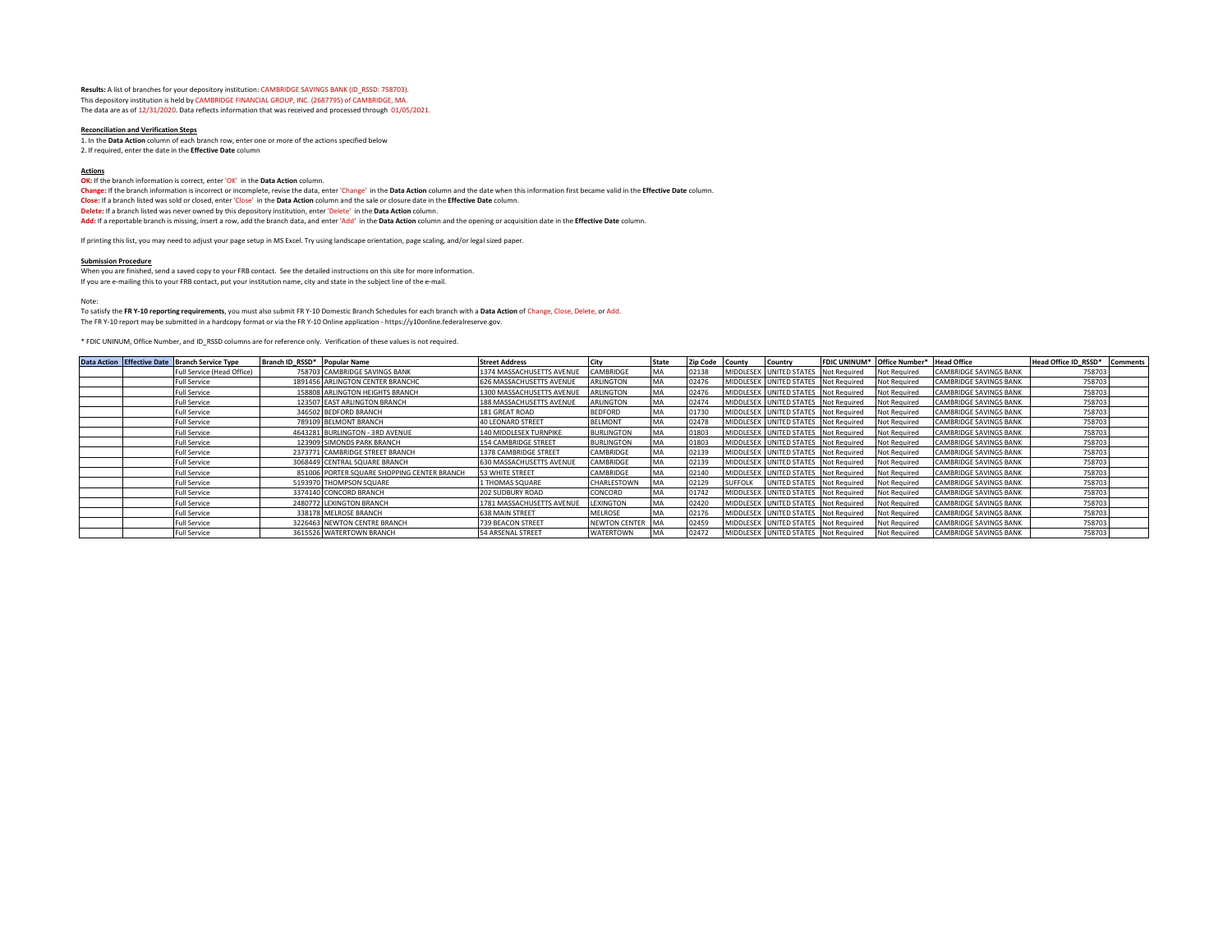**Results:** A list of branches for your depository institution: CAMBRIDGE SAVINGS BANK (ID_RSSD: 758703).
This depository institution is held by CAMBRIDGE FINANCIAL GROUP, INC. (2687795) of CAMBRIDGE, MA.
The data are as of 12/31/2020. Data reflects information that was received and processed through 01/05/2021.

**Reconciliation and Verification Steps**

1. In the **Data Action** column of each branch row, enter one or more of the actions specified below
2. If required, enter the date in the **Effective Date** column

**Actions**

**OK:** If the branch information is correct, enter 'OK' in the **Data Action** column.
**Change:** If the branch information is incorrect or incomplete, revise the data, enter 'Change' in the **Data Action** column and the date when this information first became valid in the **Effective Date** column.
**Close:** If a branch listed was sold or closed, enter 'Close' in the **Data Action** column and the sale or closure date in the **Effective Date** column.
**Delete:** If a branch listed was never owned by this depository institution, enter 'Delete' in the **Data Action** column.
**Add:** If a reportable branch is missing, insert a row, add the branch data, and enter 'Add' in the **Data Action** column and the opening or acquisition date in the **Effective Date** column.

If printing this list, you may need to adjust your page setup in MS Excel. Try using landscape orientation, page scaling, and/or legal sized paper.

**Submission Procedure**

When you are finished, send a saved copy to your FRB contact. See the detailed instructions on this site for more information.
If you are e-mailing this to your FRB contact, put your institution name, city and state in the subject line of the e-mail.

Note:
To satisfy the **FR Y-10 reporting requirements**, you must also submit FR Y-10 Domestic Branch Schedules for each branch with a **Data Action** of Change, Close, Delete, or Add.
The FR Y-10 report may be submitted in a hardcopy format or via the FR Y-10 Online application - https://y10online.federalreserve.gov.

* FDIC UNINUM, Office Number, and ID_RSSD columns are for reference only. Verification of these values is not required.

| Data Action | Effective Date | Branch Service Type | Branch ID_RSSD* | Popular Name | Street Address | City | State | Zip Code | County | Country | FDIC UNINUM* | Office Number* | Head Office | Head Office ID_RSSD* | Comments |
|---|---|---|---|---|---|---|---|---|---|---|---|---|---|---|---|
| | | Full Service (Head Office) | 758703 | CAMBRIDGE SAVINGS BANK | 1374 MASSACHUSETTS AVENUE | CAMBRIDGE | MA | 02138 | MIDDLESEX | UNITED STATES | Not Required | Not Required | CAMBRIDGE SAVINGS BANK | 758703 | |
| | | Full Service | 1891456 | ARLINGTON CENTER BRANCHC | 626 MASSACHUSETTS AVENUE | ARLINGTON | MA | 02476 | MIDDLESEX | UNITED STATES | Not Required | Not Required | CAMBRIDGE SAVINGS BANK | 758703 | |
| | | Full Service | 158808 | ARLINGTON HEIGHTS BRANCH | 1300 MASSACHUSETTS AVENUE | ARLINGTON | MA | 02476 | MIDDLESEX | UNITED STATES | Not Required | Not Required | CAMBRIDGE SAVINGS BANK | 758703 | |
| | | Full Service | 123507 | EAST ARLINGTON BRANCH | 188 MASSACHUSETTS AVENUE | ARLINGTON | MA | 02474 | MIDDLESEX | UNITED STATES | Not Required | Not Required | CAMBRIDGE SAVINGS BANK | 758703 | |
| | | Full Service | 346502 | BEDFORD BRANCH | 181 GREAT ROAD | BEDFORD | MA | 01730 | MIDDLESEX | UNITED STATES | Not Required | Not Required | CAMBRIDGE SAVINGS BANK | 758703 | |
| | | Full Service | 789109 | BELMONT BRANCH | 40 LEONARD STREET | BELMONT | MA | 02478 | MIDDLESEX | UNITED STATES | Not Required | Not Required | CAMBRIDGE SAVINGS BANK | 758703 | |
| | | Full Service | 4643281 | BURLINGTON - 3RD AVENUE | 140 MIDDLESEX TURNPIKE | BURLINGTON | MA | 01803 | MIDDLESEX | UNITED STATES | Not Required | Not Required | CAMBRIDGE SAVINGS BANK | 758703 | |
| | | Full Service | 123909 | SIMONDS PARK BRANCH | 154 CAMBRIDGE STREET | BURLINGTON | MA | 01803 | MIDDLESEX | UNITED STATES | Not Required | Not Required | CAMBRIDGE SAVINGS BANK | 758703 | |
| | | Full Service | 2373771 | CAMBRIDGE STREET BRANCH | 1378 CAMBRIDGE STREET | CAMBRIDGE | MA | 02139 | MIDDLESEX | UNITED STATES | Not Required | Not Required | CAMBRIDGE SAVINGS BANK | 758703 | |
| | | Full Service | 3068449 | CENTRAL SQUARE BRANCH | 630 MASSACHUSETTS AVENUE | CAMBRIDGE | MA | 02139 | MIDDLESEX | UNITED STATES | Not Required | Not Required | CAMBRIDGE SAVINGS BANK | 758703 | |
| | | Full Service | 851006 | PORTER SQUARE SHOPPING CENTER BRANCH | 53 WHITE STREET | CAMBRIDGE | MA | 02140 | MIDDLESEX | UNITED STATES | Not Required | Not Required | CAMBRIDGE SAVINGS BANK | 758703 | |
| | | Full Service | 5193970 | THOMPSON SQUARE | 1 THOMAS SQUARE | CHARLESTOWN | MA | 02129 | SUFFOLK | UNITED STATES | Not Required | Not Required | CAMBRIDGE SAVINGS BANK | 758703 | |
| | | Full Service | 3374140 | CONCORD BRANCH | 202 SUDBURY ROAD | CONCORD | MA | 01742 | MIDDLESEX | UNITED STATES | Not Required | Not Required | CAMBRIDGE SAVINGS BANK | 758703 | |
| | | Full Service | 2480772 | LEXINGTON BRANCH | 1781 MASSACHUSETTS AVENUE | LEXINGTON | MA | 02420 | MIDDLESEX | UNITED STATES | Not Required | Not Required | CAMBRIDGE SAVINGS BANK | 758703 | |
| | | Full Service | 338178 | MELROSE BRANCH | 638 MAIN STREET | MELROSE | MA | 02176 | MIDDLESEX | UNITED STATES | Not Required | Not Required | CAMBRIDGE SAVINGS BANK | 758703 | |
| | | Full Service | 3226463 | NEWTON CENTRE BRANCH | 739 BEACON STREET | NEWTON CENTER | MA | 02459 | MIDDLESEX | UNITED STATES | Not Required | Not Required | CAMBRIDGE SAVINGS BANK | 758703 | |
| | | Full Service | 3615526 | WATERTOWN BRANCH | 54 ARSENAL STREET | WATERTOWN | MA | 02472 | MIDDLESEX | UNITED STATES | Not Required | Not Required | CAMBRIDGE SAVINGS BANK | 758703 | |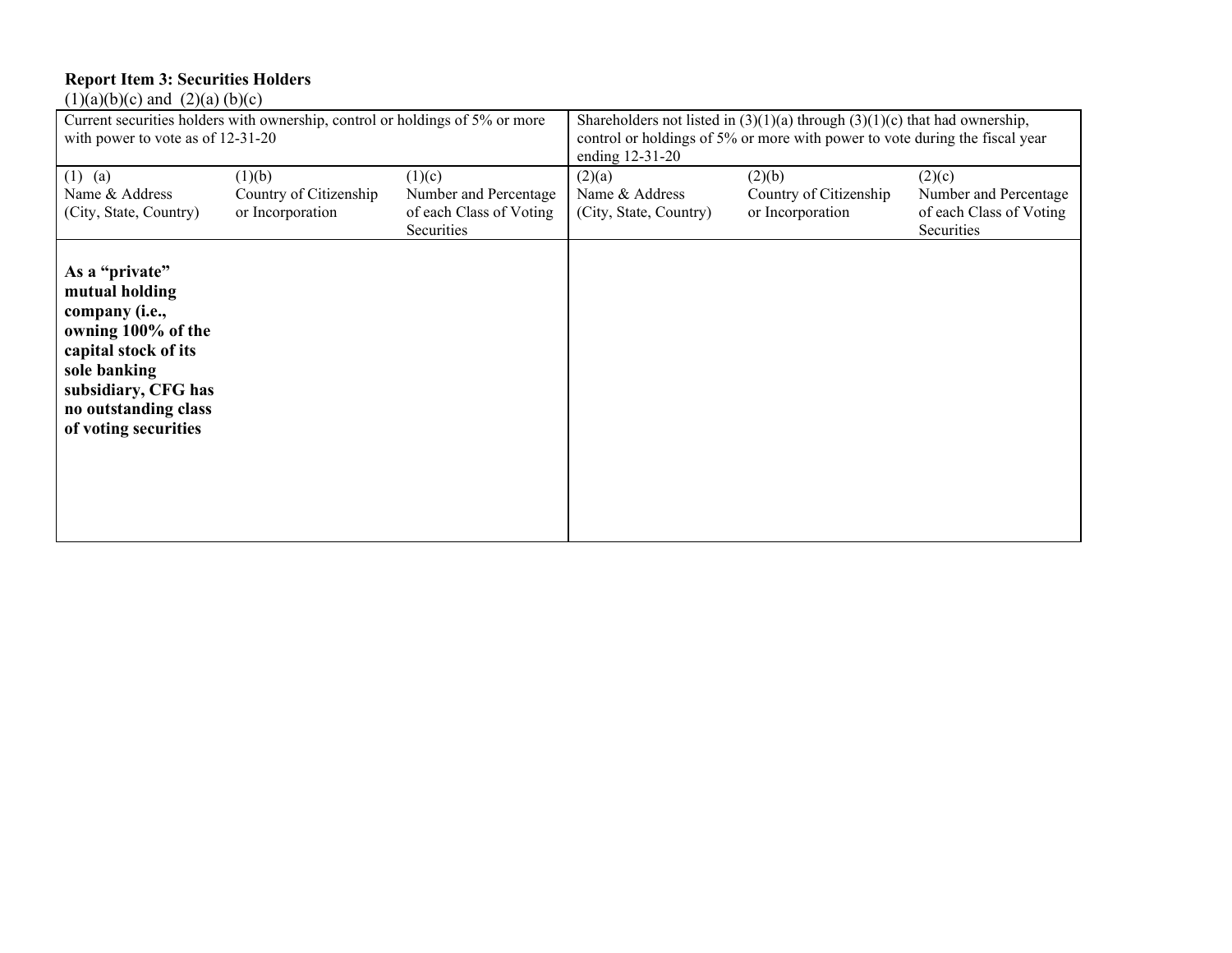**Report Item 3: Securities Holders**
(1)(a)(b)(c) and (2)(a) (b)(c)

| Current securities holders with ownership, control or holdings of 5% or more with power to vote as of 12-31-20 | | | Shareholders not listed in (3)(1)(a) through (3)(1)(c) that had ownership, control or holdings of 5% or more with power to vote during the fiscal year ending 12-31-20 | | |
|---|---|---|---|---|---|
| (1) (a)<br>Name & Address<br>(City, State, Country) | (1)(b)<br>Country of Citizenship or Incorporation | (1)(c)<br>Number and Percentage of each Class of Voting Securities | (2)(a)<br>Name & Address<br>(City, State, Country) | (2)(b)<br>Country of Citizenship or Incorporation | (2)(c)<br>Number and Percentage of each Class of Voting Securities |
| **As a "private" mutual holding company (i.e., owning 100% of the capital stock of its sole banking subsidiary, CFG has no outstanding class of voting securities** | | | | | |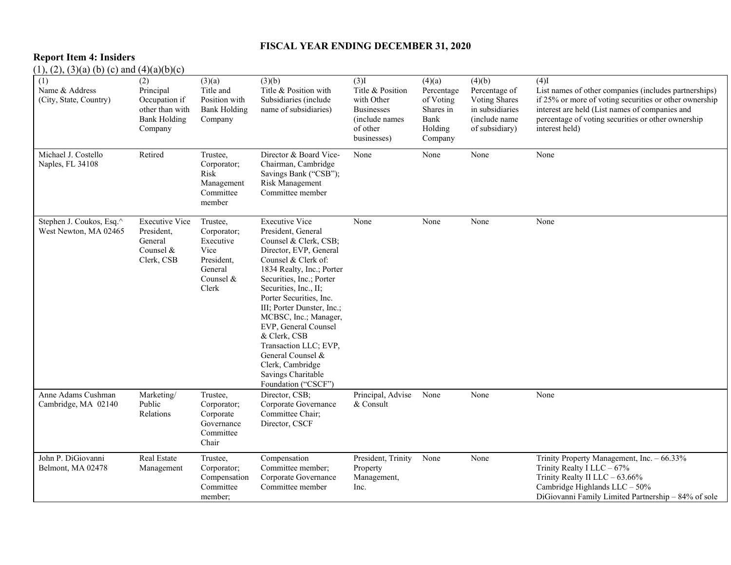# FISCAL YEAR ENDING DECEMBER 31, 2020

## Report Item 4: Insiders

(1), (2), (3)(a) (b) (c) and (4)(a)(b)(c)

| (1) Name & Address (City, State, Country) | (2) Principal Occupation if other than with Bank Holding Company | (3)(a) Title and Position with Bank Holding Company | (3)(b) Title & Position with Subsidiaries (include name of subsidiaries) | (3)I Title & Position with Other Businesses (include names of other businesses) | (4)(a) Percentage of Voting Shares in Bank Holding Company | (4)(b) Percentage of Voting Shares in subsidiaries (include name of subsidiary) | (4)I List names of other companies (includes partnerships) if 25% or more of voting securities or other ownership interest are held (List names of companies and percentage of voting securities or other ownership interest held) |
|---|---|---|---|---|---|---|---|
| Michael J. Costello Naples, FL 34108 | Retired | Trustee, Corporator; Risk Management Committee member | Director & Board Vice-Chairman, Cambridge Savings Bank ("CSB"); Risk Management Committee member | None | None | None | None |
| Stephen J. Coukos, Esq.^ West Newton, MA 02465 | Executive Vice President, General Counsel & Clerk, CSB | Trustee, Corporator; Executive Vice President, General Counsel & Clerk | Executive Vice President, General Counsel & Clerk, CSB; Director, EVP, General Counsel & Clerk of: 1834 Realty, Inc.; Porter Securities, Inc.; Porter Securities, Inc., II; Porter Securities, Inc. III; Porter Dunster, Inc.; MCBSC, Inc.; Manager, EVP, General Counsel & Clerk, CSB Transaction LLC; EVP, General Counsel & Clerk, Cambridge Savings Charitable Foundation ("CSCF") | None | None | None | None |
| Anne Adams Cushman Cambridge, MA 02140 | Marketing/ Public Relations | Trustee, Corporator; Corporate Governance Committee Chair | Director, CSB; Corporate Governance Committee Chair; Director, CSCF | Principal, Advise & Consult | None | None | None |
| John P. DiGiovanni Belmont, MA 02478 | Real Estate Management | Trustee, Corporator; Compensation Committee member; | Compensation Committee member; Corporate Governance Committee member | President, Trinity Property Management, Inc. | None | None | Trinity Property Management, Inc. – 66.33%<br>Trinity Realty I LLC – 67%<br>Trinity Realty II LLC – 63.66%<br>Cambridge Highlands LLC – 50%<br>DiGiovanni Family Limited Partnership – 84% of sole |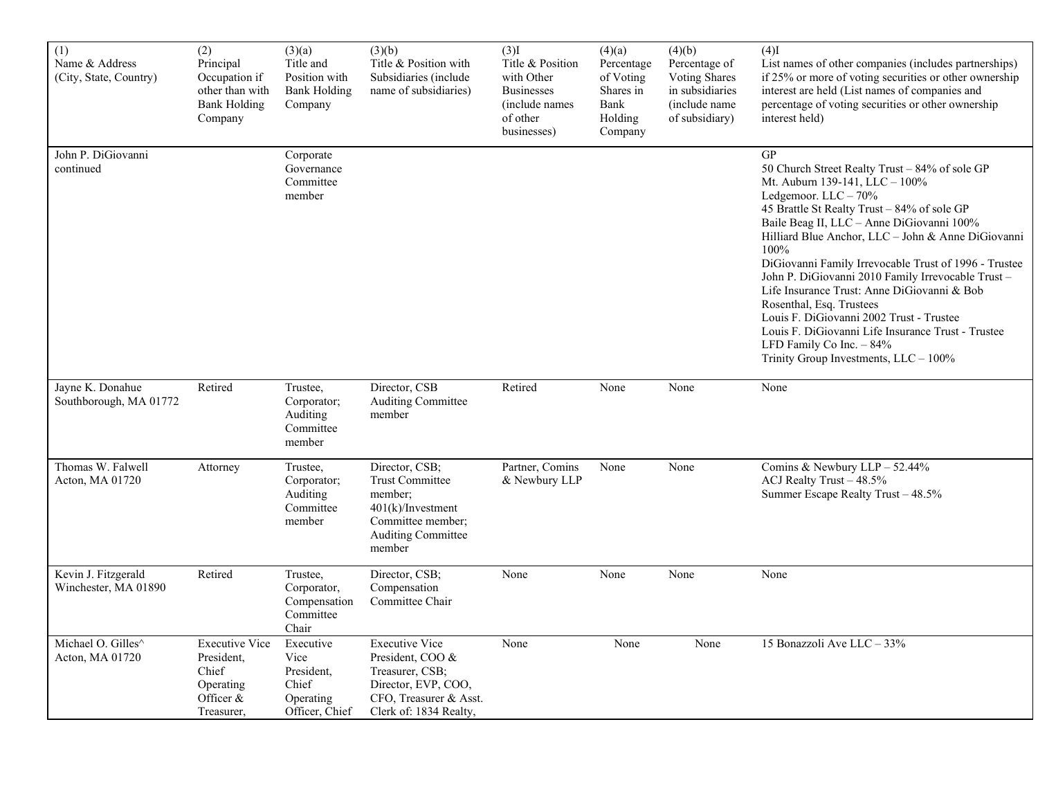| (1) Name & Address (City, State, Country) | (2) Principal Occupation if other than with Bank Holding Company | (3)(a) Title and Position with Bank Holding Company | (3)(b) Title & Position with Subsidiaries (include name of subsidiaries) | (3)I Title & Position with Other Businesses (include names of other businesses) | (4)(a) Percentage of Voting Shares in Bank Holding Company | (4)(b) Percentage of Voting Shares in subsidiaries (include name of subsidiary) | (4)I List names of other companies (includes partnerships) if 25% or more of voting securities or other ownership interest are held (List names of companies and percentage of voting securities or other ownership interest held) |
|---|---|---|---|---|---|---|---|
| John P. DiGiovanni continued | | Corporate Governance Committee member | | | | | GP<br>50 Church Street Realty Trust – 84% of sole GP<br>Mt. Auburn 139-141, LLC – 100%<br>Ledgemoor. LLC – 70%<br>45 Brattle St Realty Trust – 84% of sole GP<br>Baile Beag II, LLC – Anne DiGiovanni 100%<br>Hilliard Blue Anchor, LLC – John & Anne DiGiovanni 100%<br>DiGiovanni Family Irrevocable Trust of 1996 - Trustee<br>John P. DiGiovanni 2010 Family Irrevocable Trust – Life Insurance Trust: Anne DiGiovanni & Bob Rosenthal, Esq. Trustees<br>Louis F. DiGiovanni 2002 Trust - Trustee<br>Louis F. DiGiovanni Life Insurance Trust - Trustee<br>LFD Family Co Inc. – 84%<br>Trinity Group Investments, LLC – 100% |
| Jayne K. Donahue<br>Southborough, MA 01772 | Retired | Trustee, Corporator; Auditing Committee member | Director, CSB Auditing Committee member | Retired | None | None | None |
| Thomas W. Falwell<br>Acton, MA 01720 | Attorney | Trustee, Corporator; Auditing Committee member | Director, CSB;<br>Trust Committee member;<br>401(k)/Investment Committee member;<br>Auditing Committee member | Partner, Comins & Newbury LLP | None | None | Comins & Newbury LLP – 52.44%<br>ACJ Realty Trust – 48.5%<br>Summer Escape Realty Trust – 48.5% |
| Kevin J. Fitzgerald<br>Winchester, MA 01890 | Retired | Trustee, Corporator, Compensation Committee Chair | Director, CSB;<br>Compensation Committee Chair | None | None | None | None |
| Michael O. Gilles^<br>Acton, MA 01720 | Executive Vice President, Chief Operating Officer & Treasurer, | Executive Vice President, Chief Operating Officer, Chief | Executive Vice President, COO & Treasurer, CSB;<br>Director, EVP, COO, CFO, Treasurer & Asst. Clerk of: 1834 Realty, | None | None | None | 15 Bonazzoli Ave LLC – 33% |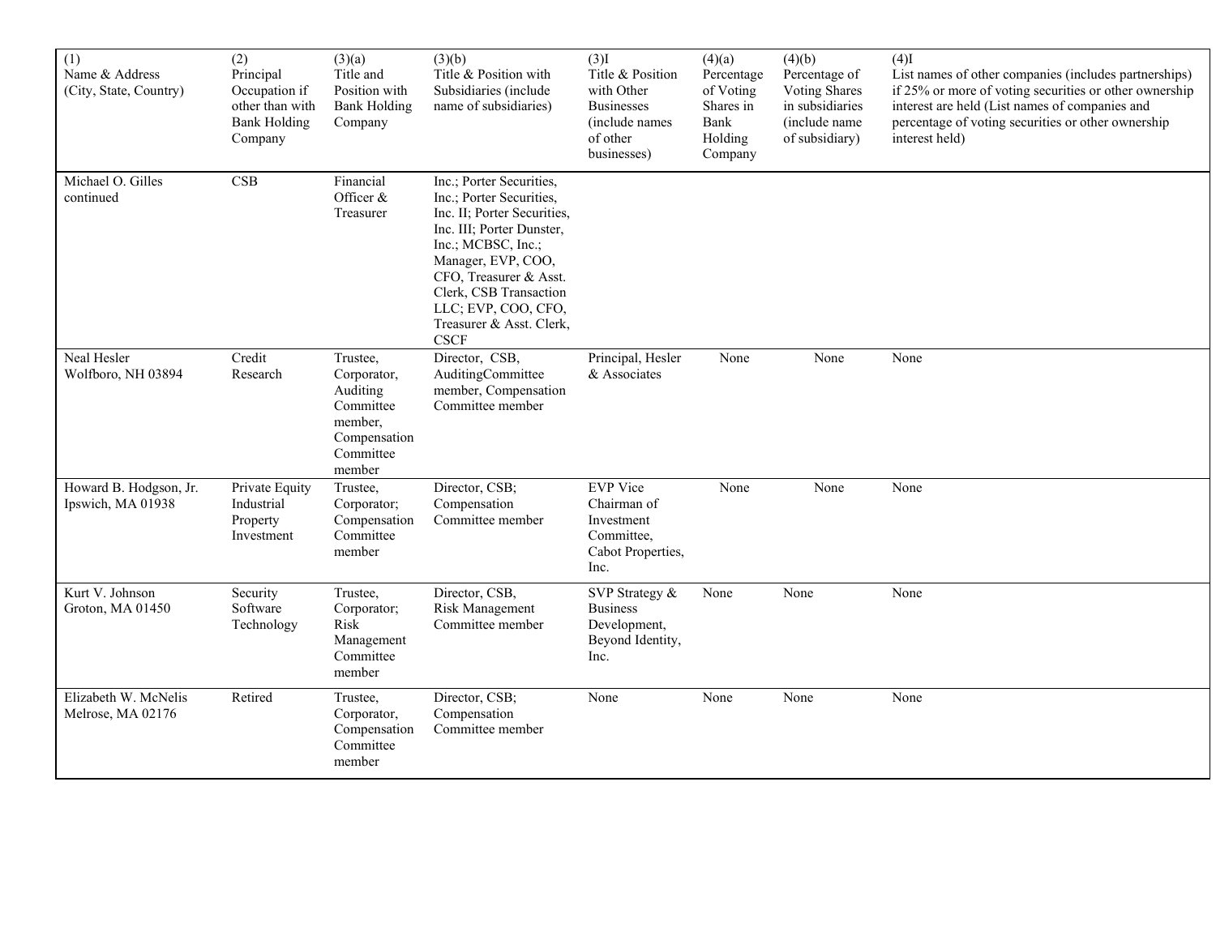| (1)<br>Name & Address<br>(City, State, Country) | (2)<br>Principal Occupation if other than with Bank Holding Company | (3)(a)<br>Title and Position with Bank Holding Company | (3)(b)<br>Title & Position with Subsidiaries (include name of subsidiaries) | (3)I<br>Title & Position with Other Businesses (include names of other businesses) | (4)(a)<br>Percentage of Voting Shares in Bank Holding Company | (4)(b)<br>Percentage of Voting Shares in subsidiaries (include name of subsidiary) | (4)I<br>List names of other companies (includes partnerships) if 25% or more of voting securities or other ownership interest are held (List names of companies and percentage of voting securities or other ownership interest held) |
|---|---|---|---|---|---|---|---|
| Michael O. Gilles continued | CSB | Financial Officer & Treasurer | Inc.; Porter Securities, Inc.; Porter Securities, Inc. II; Porter Securities, Inc. III; Porter Dunster, Inc.; MCBSC, Inc.; Manager, EVP, COO, CFO, Treasurer & Asst. Clerk, CSB Transaction LLC; EVP, COO, CFO, Treasurer & Asst. Clerk, CSCF | | | | |
| Neal Hesler<br>Wolfboro, NH 03894 | Credit Research | Trustee, Corporator, Auditing Committee member, Compensation Committee member | Director, CSB, AuditingCommittee member, Compensation Committee member | Principal, Hesler & Associates | None | None | None |
| Howard B. Hodgson, Jr.<br>Ipswich, MA 01938 | Private Equity Industrial Property Investment | Trustee, Corporator; Compensation Committee member | Director, CSB; Compensation Committee member | EVP Vice Chairman of Investment Committee, Cabot Properties, Inc. | None | None | None |
| Kurt V. Johnson<br>Groton, MA 01450 | Security Software Technology | Trustee, Corporator; Risk Management Committee member | Director, CSB, Risk Management Committee member | SVP Strategy & Business Development, Beyond Identity, Inc. | None | None | None |
| Elizabeth W. McNelis<br>Melrose, MA 02176 | Retired | Trustee, Corporator, Compensation Committee member | Director, CSB; Compensation Committee member | None | None | None | None |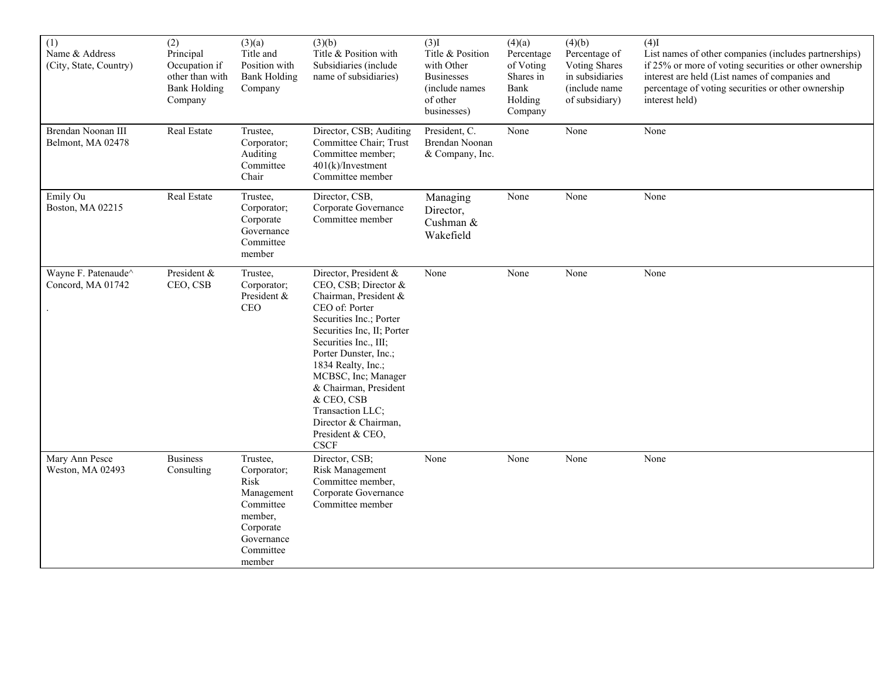| (1) Name & Address (City, State, Country) | (2) Principal Occupation if other than with Bank Holding Company | (3)(a) Title and Position with Bank Holding Company | (3)(b) Title & Position with Subsidiaries (include name of subsidiaries) | (3)I Title & Position with Other Businesses (include names of other businesses) | (4)(a) Percentage of Voting Shares in Bank Holding Company | (4)(b) Percentage of Voting Shares in subsidiaries (include name of subsidiary) | (4)I List names of other companies (includes partnerships) if 25% or more of voting securities or other ownership interest are held (List names of companies and percentage of voting securities or other ownership interest held) |
|---|---|---|---|---|---|---|---|
| Brendan Noonan III Belmont, MA 02478 | Real Estate | Trustee, Corporator; Auditing Committee Chair | Director, CSB; Auditing Committee Chair; Trust Committee member; 401(k)/Investment Committee member | President, C. Brendan Noonan & Company, Inc. | None | None | None |
| Emily Ou Boston, MA 02215 | Real Estate | Trustee, Corporator; Corporate Governance Committee member | Director, CSB, Corporate Governance Committee member | Managing Director, Cushman & Wakefield | None | None | None |
| Wayne F. Patenaude^ Concord, MA 01742 . | President & CEO, CSB | Trustee, Corporator; President & CEO | Director, President & CEO, CSB; Director & Chairman, President & CEO of: Porter Securities Inc.; Porter Securities Inc, II; Porter Securities Inc., III; Porter Dunster, Inc.; 1834 Realty, Inc.; MCBSC, Inc; Manager & Chairman, President & CEO, CSB Transaction LLC; Director & Chairman, President & CEO, CSCF | None | None | None | None |
| Mary Ann Pesce Weston, MA 02493 | Business Consulting | Trustee, Corporator; Risk Management Committee member, Corporate Governance Committee member | Director, CSB; Risk Management Committee member, Corporate Governance Committee member | None | None | None | None |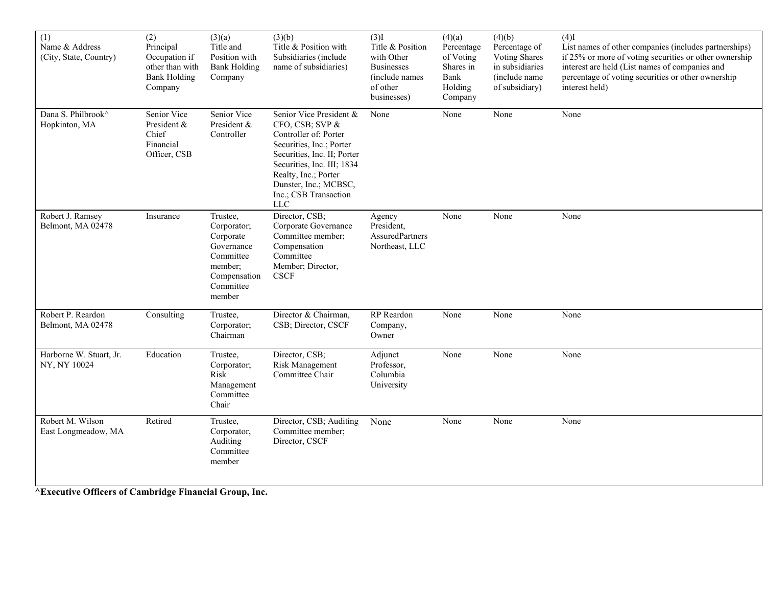| (1) Name & Address (City, State, Country) | (2) Principal Occupation if other than with Bank Holding Company | (3)(a) Title and Position with Bank Holding Company | (3)(b) Title & Position with Subsidiaries (include name of subsidiaries) | (3)I Title & Position with Other Businesses (include names of other businesses) | (4)(a) Percentage of Voting Shares in Bank Holding Company | (4)(b) Percentage of Voting Shares in subsidiaries (include name of subsidiary) | (4)I List names of other companies (includes partnerships) if 25% or more of voting securities or other ownership interest are held (List names of companies and percentage of voting securities or other ownership interest held) |
|---|---|---|---|---|---|---|---|
| Dana S. Philbrook^ Hopkinton, MA | Senior Vice President & Chief Financial Officer, CSB | Senior Vice President & Controller | Senior Vice President & CFO, CSB; SVP & Controller of: Porter Securities, Inc.; Porter Securities, Inc. II; Porter Securities, Inc. III; 1834 Realty, Inc.; Porter Dunster, Inc.; MCBSC, Inc.; CSB Transaction LLC | None | None | None | None |
| Robert J. Ramsey Belmont, MA 02478 | Insurance | Trustee, Corporator; Corporate Governance Committee member; Compensation Committee member | Director, CSB; Corporate Governance Committee member; Compensation Committee Member; Director, CSCF | Agency President, AssuredPartners Northeast, LLC | None | None | None |
| Robert P. Reardon Belmont, MA 02478 | Consulting | Trustee, Corporator; Chairman | Director & Chairman, CSB; Director, CSCF | RP Reardon Company, Owner | None | None | None |
| Harborne W. Stuart, Jr. NY, NY 10024 | Education | Trustee, Corporator; Risk Management Committee Chair | Director, CSB; Risk Management Committee Chair | Adjunct Professor, Columbia University | None | None | None |
| Robert M. Wilson East Longmeadow, MA | Retired | Trustee, Corporator, Auditing Committee member | Director, CSB; Auditing Committee member; Director, CSCF | None | None | None | None |

**^Executive Officers of Cambridge Financial Group, Inc.**